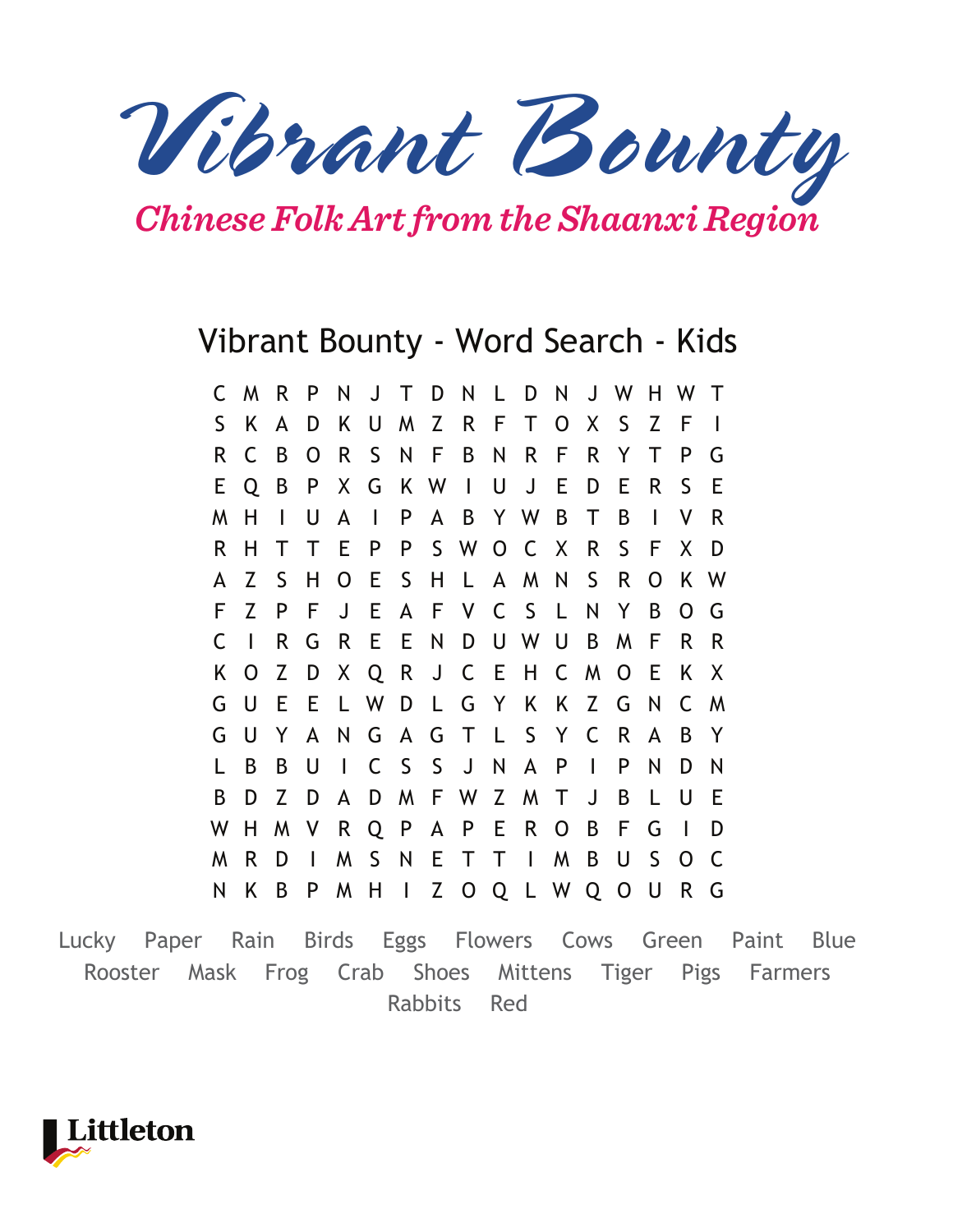# Vibrant Bounty

## Chinese Folk Art from the Shaanxi Region

### Vibrant Bounty - Word Search - Kids

```
C M R P N J T D N L D N J W H W T
S K A D K U M Z R F T O X S Z F I
R C B O R S N F B N R F R Y T P G
E Q B P X G K W I U J E D E R S E
M H I U A I P A B Y W B T B I V R
R H T T E P P S W O C X R S F X D
A Z S H O E S H L A M N S R O K W
F Z P F J E A F V C S L N Y B O G
C I R G R E E N D U W U B M F R R
K O Z D X Q R J C E H C M O E K X
G U E E L W D L G Y K K Z G N C M
G U Y A N G A G T L S Y C R A B Y
L B B U I C S S J N A P I P N D N
B D Z D A D M F W Z M T J B L U E
W H M V R Q P A P E R O B F G I D
M R D I M S N E T T I M B U S O C
N K B P M H I Z O Q L W Q O U R G
```

Lucky Paper Rain Birds Eggs Flowers Cows Green Paint Blue
Rooster Mask Frog Crab Shoes Mittens Tiger Pigs Farmers
Rabbits Red

Littleton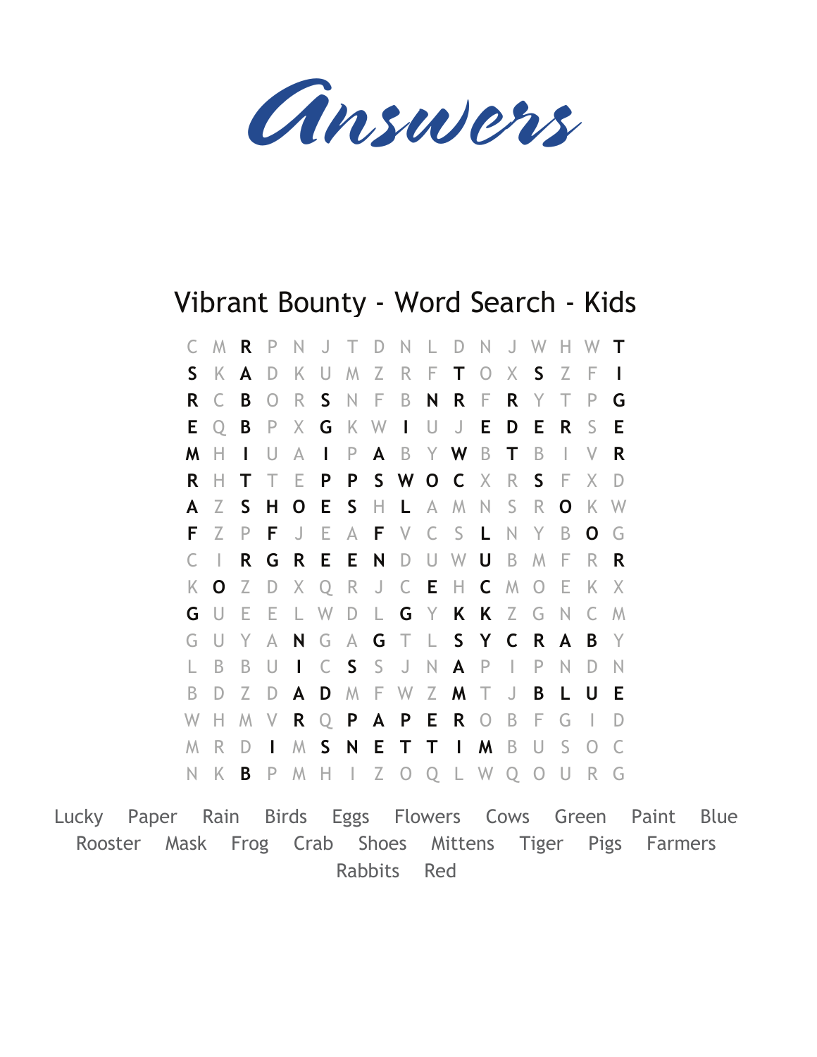# Answers

## Vibrant Bounty - Word Search - Kids

| | | | | | | | | | | | | | | | | |
|---|---|---|---|---|---|---|---|---|---|---|---|---|---|---|---|---|
| C | M | **R** | P | N | J | T | D | N | L | D | N | J | W | H | W | **T** |
| **S** | K | **A** | D | K | U | M | Z | R | F | **T** | O | X | **S** | Z | F | **I** |
| **R** | C | **B** | O | R | **S** | N | F | B | **N** | **R** | F | **R** | Y | T | P | **G** |
| **E** | Q | **B** | P | X | **G** | K | W | **I** | U | J | **E** | **D** | **E** | **R** | S | **E** |
| **M** | H | **I** | U | A | **I** | P | **A** | B | Y | **W** | B | **T** | B | I | V | **R** |
| **R** | H | **T** | T | E | **P** | **P** | **S** | **W** | **O** | **C** | X | R | **S** | F | X | D |
| **A** | Z | **S** | **H** | **O** | **E** | **S** | H | **L** | A | M | N | S | R | **O** | K | W |
| **F** | Z | P | **F** | J | E | A | **F** | V | C | S | **L** | N | Y | B | **O** | G |
| C | I | **R** | **G** | **R** | **E** | **E** | **N** | D | U | W | **U** | B | M | F | R | **R** |
| K | **O** | Z | D | X | Q | R | J | C | **E** | H | **C** | M | O | E | K | X |
| **G** | U | E | E | L | W | D | L | **G** | Y | **K** | **K** | Z | G | N | C | M |
| G | U | Y | A | **N** | G | A | **G** | T | L | **S** | **Y** | **C** | **R** | **A** | **B** | Y |
| L | B | B | U | **I** | C | **S** | S | J | N | **A** | P | I | P | N | D | N |
| B | D | Z | D | **A** | **D** | M | F | W | Z | **M** | T | J | **B** | **L** | **U** | **E** |
| W | H | M | V | **R** | Q | **P** | **A** | **P** | **E** | **R** | O | B | F | G | I | D |
| M | R | D | **I** | M | **S** | **N** | **E** | **T** | **T** | **I** | **M** | B | U | S | O | C |
| N | K | **B** | P | M | H | I | Z | O | Q | L | W | Q | O | U | R | G |

Lucky Paper Rain Birds Eggs Flowers Cows Green Paint Blue Rooster Mask Frog Crab Shoes Mittens Tiger Pigs Farmers Rabbits Red